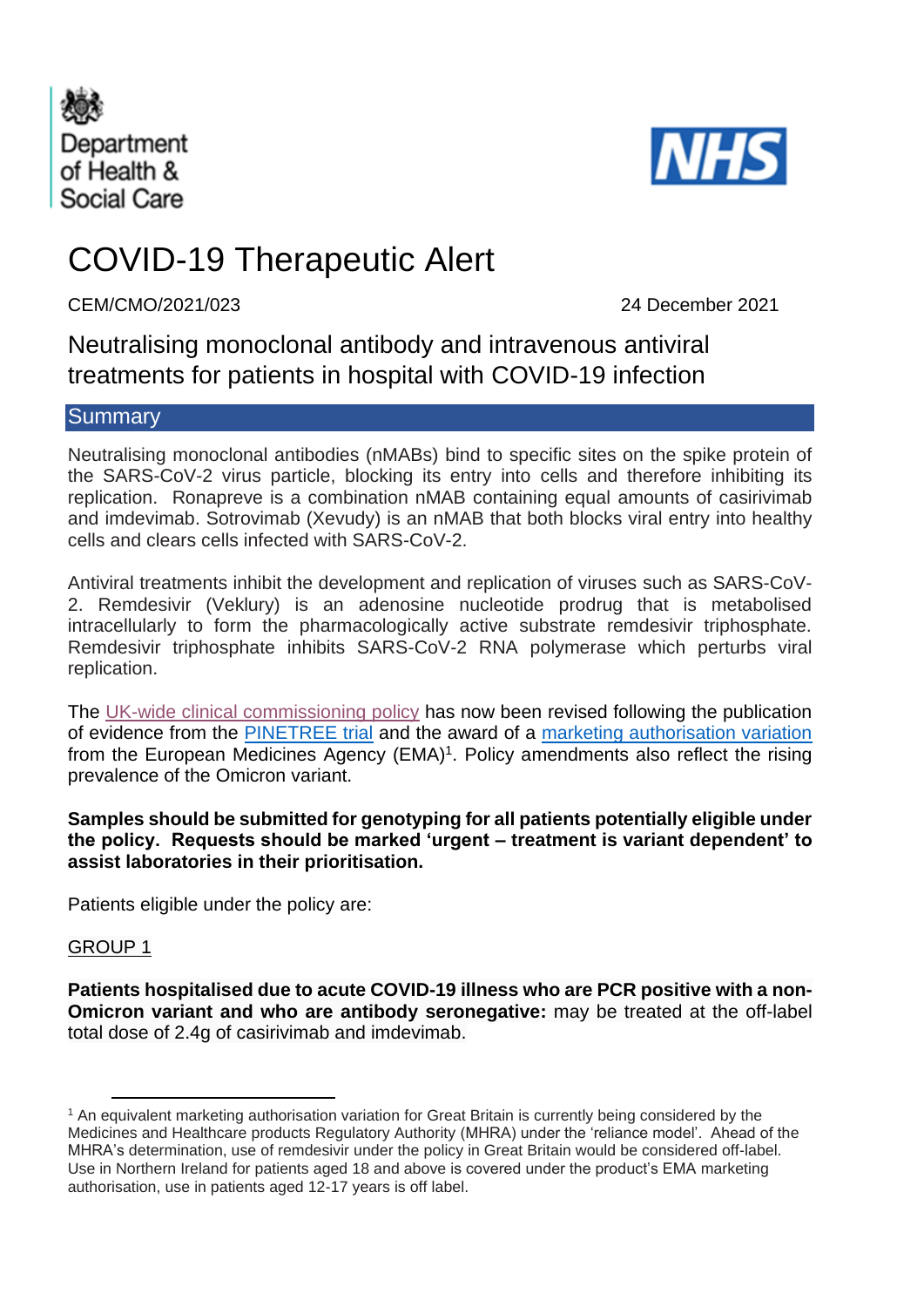Department of Health & Social Care

NHS

# COVID-19 Therapeutic Alert

CEM/CMO/2021/023 24 December 2021

## Neutralising monoclonal antibody and intravenous antiviral treatments for patients in hospital with COVID-19 infection

### Summary

Neutralising monoclonal antibodies (nMABs) bind to specific sites on the spike protein of the SARS-CoV-2 virus particle, blocking its entry into cells and therefore inhibiting its replication. Ronapreve is a combination nMAB containing equal amounts of casirivimab and imdevimab. Sotrovimab (Xevudy) is an nMAB that both blocks viral entry into healthy cells and clears cells infected with SARS-CoV-2.

Antiviral treatments inhibit the development and replication of viruses such as SARS-CoV-2. Remdesivir (Veklury) is an adenosine nucleotide prodrug that is metabolised intracellularly to form the pharmacologically active substrate remdesivir triphosphate. Remdesivir triphosphate inhibits SARS-CoV-2 RNA polymerase which perturbs viral replication.

The UK-wide clinical commissioning policy has now been revised following the publication of evidence from the PINETREE trial and the award of a marketing authorisation variation from the European Medicines Agency (EMA)[1]. Policy amendments also reflect the rising prevalence of the Omicron variant.

**Samples should be submitted for genotyping for all patients potentially eligible under the policy. Requests should be marked 'urgent – treatment is variant dependent' to assist laboratories in their prioritisation.**

Patients eligible under the policy are:

GROUP 1

**Patients hospitalised due to acute COVID-19 illness who are PCR positive with a non-Omicron variant and who are antibody seronegative:** may be treated at the off-label total dose of 2.4g of casirivimab and imdevimab.

---

[1] An equivalent marketing authorisation variation for Great Britain is currently being considered by the Medicines and Healthcare products Regulatory Authority (MHRA) under the 'reliance model'. Ahead of the MHRA's determination, use of remdesivir under the policy in Great Britain would be considered off-label. Use in Northern Ireland for patients aged 18 and above is covered under the product's EMA marketing authorisation, use in patients aged 12-17 years is off label.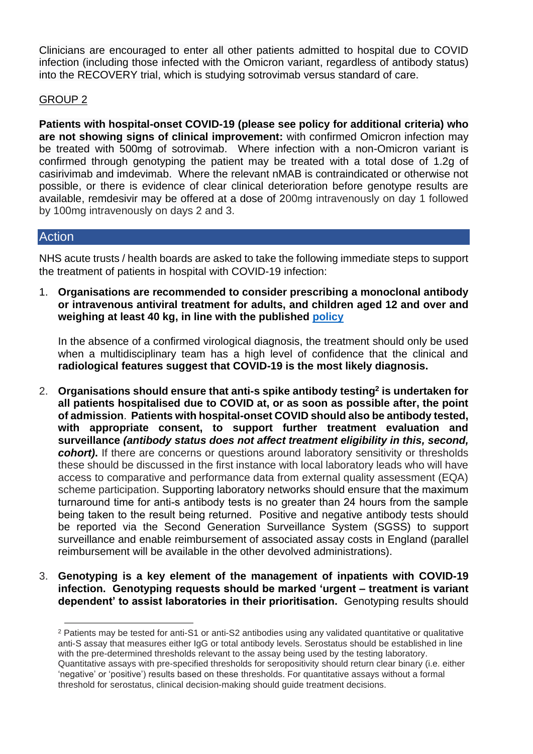Clinicians are encouraged to enter all other patients admitted to hospital due to COVID infection (including those infected with the Omicron variant, regardless of antibody status) into the RECOVERY trial, which is studying sotrovimab versus standard of care.

GROUP 2

**Patients with hospital-onset COVID-19 (please see policy for additional criteria) who are not showing signs of clinical improvement:** with confirmed Omicron infection may be treated with 500mg of sotrovimab. Where infection with a non-Omicron variant is confirmed through genotyping the patient may be treated with a total dose of 1.2g of casirivimab and imdevimab. Where the relevant nMAB is contraindicated or otherwise not possible, or there is evidence of clear clinical deterioration before genotype results are available, remdesivir may be offered at a dose of 200mg intravenously on day 1 followed by 100mg intravenously on days 2 and 3.

## Action

NHS acute trusts / health boards are asked to take the following immediate steps to support the treatment of patients in hospital with COVID-19 infection:

1. **Organisations are recommended to consider prescribing a monoclonal antibody or intravenous antiviral treatment for adults, and children aged 12 and over and weighing at least 40 kg, in line with the published policy**

   In the absence of a confirmed virological diagnosis, the treatment should only be used when a multidisciplinary team has a high level of confidence that the clinical and **radiological features suggest that COVID-19 is the most likely diagnosis.**

2. **Organisations should ensure that anti-s spike antibody testing[2] is undertaken for all patients hospitalised due to COVID at, or as soon as possible after, the point of admission**. **Patients with hospital-onset COVID should also be antibody tested, with appropriate consent, to support further treatment evaluation and surveillance *(antibody status does not affect treatment eligibility in this, second, cohort)*.** If there are concerns or questions around laboratory sensitivity or thresholds these should be discussed in the first instance with local laboratory leads who will have access to comparative and performance data from external quality assessment (EQA) scheme participation. Supporting laboratory networks should ensure that the maximum turnaround time for anti-s antibody tests is no greater than 24 hours from the sample being taken to the result being returned. Positive and negative antibody tests should be reported via the Second Generation Surveillance System (SGSS) to support surveillance and enable reimbursement of associated assay costs in England (parallel reimbursement will be available in the other devolved administrations).

3. **Genotyping is a key element of the management of inpatients with COVID-19 infection. Genotyping requests should be marked 'urgent – treatment is variant dependent' to assist laboratories in their prioritisation.** Genotyping results should

---

[2] Patients may be tested for anti-S1 or anti-S2 antibodies using any validated quantitative or qualitative anti-S assay that measures either IgG or total antibody levels. Serostatus should be established in line with the pre-determined thresholds relevant to the assay being used by the testing laboratory. Quantitative assays with pre-specified thresholds for seropositivity should return clear binary (i.e. either 'negative' or 'positive') results based on these thresholds. For quantitative assays without a formal threshold for serostatus, clinical decision-making should guide treatment decisions.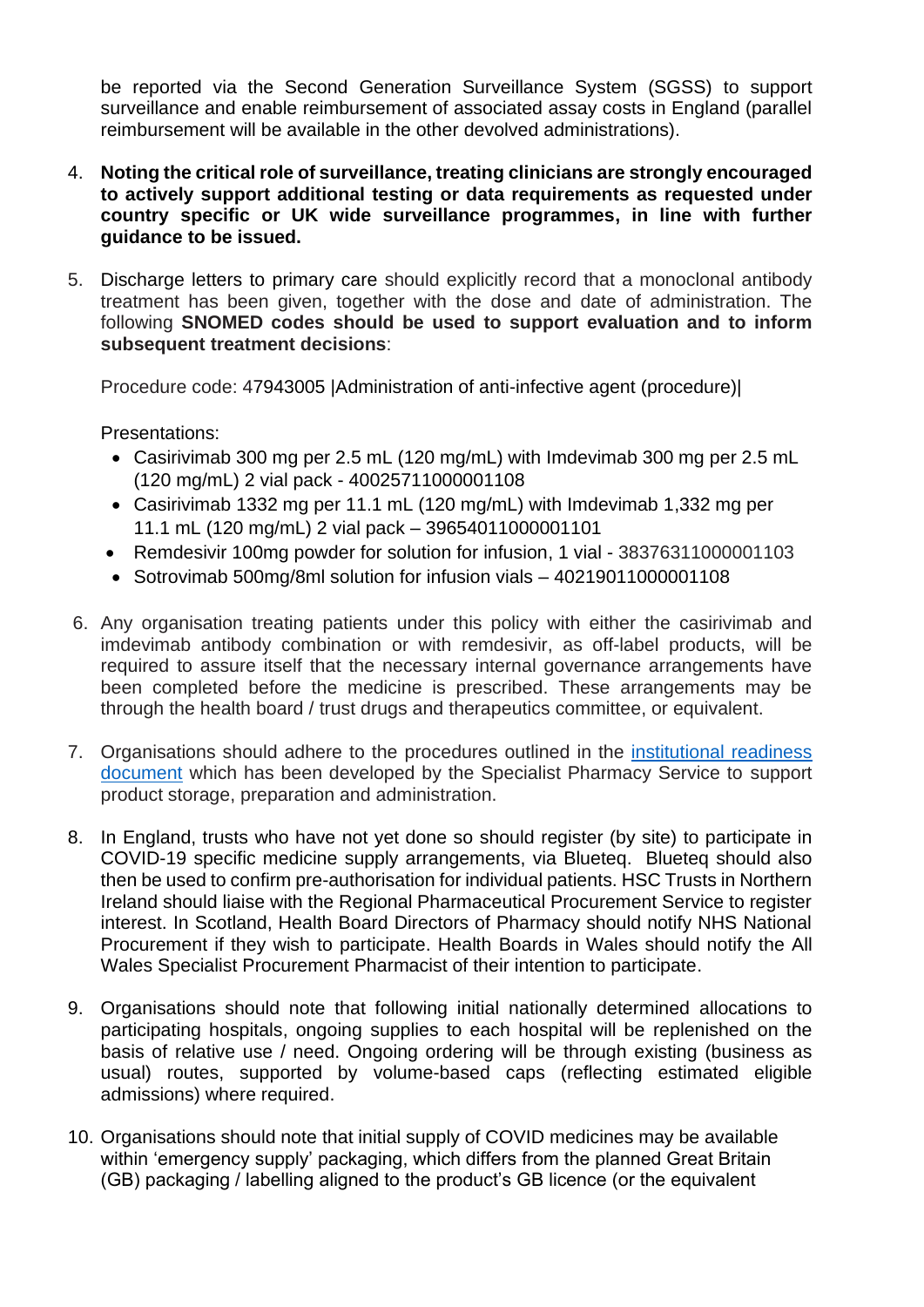be reported via the Second Generation Surveillance System (SGSS) to support surveillance and enable reimbursement of associated assay costs in England (parallel reimbursement will be available in the other devolved administrations).

4. **Noting the critical role of surveillance, treating clinicians are strongly encouraged to actively support additional testing or data requirements as requested under country specific or UK wide surveillance programmes, in line with further guidance to be issued.**

5. Discharge letters to primary care should explicitly record that a monoclonal antibody treatment has been given, together with the dose and date of administration. The following **SNOMED codes should be used to support evaluation and to inform subsequent treatment decisions**:

   Procedure code: 47943005 |Administration of anti-infective agent (procedure)|

   Presentations:
   - Casirivimab 300 mg per 2.5 mL (120 mg/mL) with Imdevimab 300 mg per 2.5 mL (120 mg/mL) 2 vial pack - 40025711000001108
   - Casirivimab 1332 mg per 11.1 mL (120 mg/mL) with Imdevimab 1,332 mg per 11.1 mL (120 mg/mL) 2 vial pack – 39654011000001101
   - Remdesivir 100mg powder for solution for infusion, 1 vial - 38376311000001103
   - Sotrovimab 500mg/8ml solution for infusion vials – 40219011000001108

6. Any organisation treating patients under this policy with either the casirivimab and imdevimab antibody combination or with remdesivir, as off-label products, will be required to assure itself that the necessary internal governance arrangements have been completed before the medicine is prescribed. These arrangements may be through the health board / trust drugs and therapeutics committee, or equivalent.

7. Organisations should adhere to the procedures outlined in the institutional readiness document which has been developed by the Specialist Pharmacy Service to support product storage, preparation and administration.

8. In England, trusts who have not yet done so should register (by site) to participate in COVID-19 specific medicine supply arrangements, via Blueteq. Blueteq should also then be used to confirm pre-authorisation for individual patients. HSC Trusts in Northern Ireland should liaise with the Regional Pharmaceutical Procurement Service to register interest. In Scotland, Health Board Directors of Pharmacy should notify NHS National Procurement if they wish to participate. Health Boards in Wales should notify the All Wales Specialist Procurement Pharmacist of their intention to participate.

9. Organisations should note that following initial nationally determined allocations to participating hospitals, ongoing supplies to each hospital will be replenished on the basis of relative use / need. Ongoing ordering will be through existing (business as usual) routes, supported by volume-based caps (reflecting estimated eligible admissions) where required.

10. Organisations should note that initial supply of COVID medicines may be available within 'emergency supply' packaging, which differs from the planned Great Britain (GB) packaging / labelling aligned to the product's GB licence (or the equivalent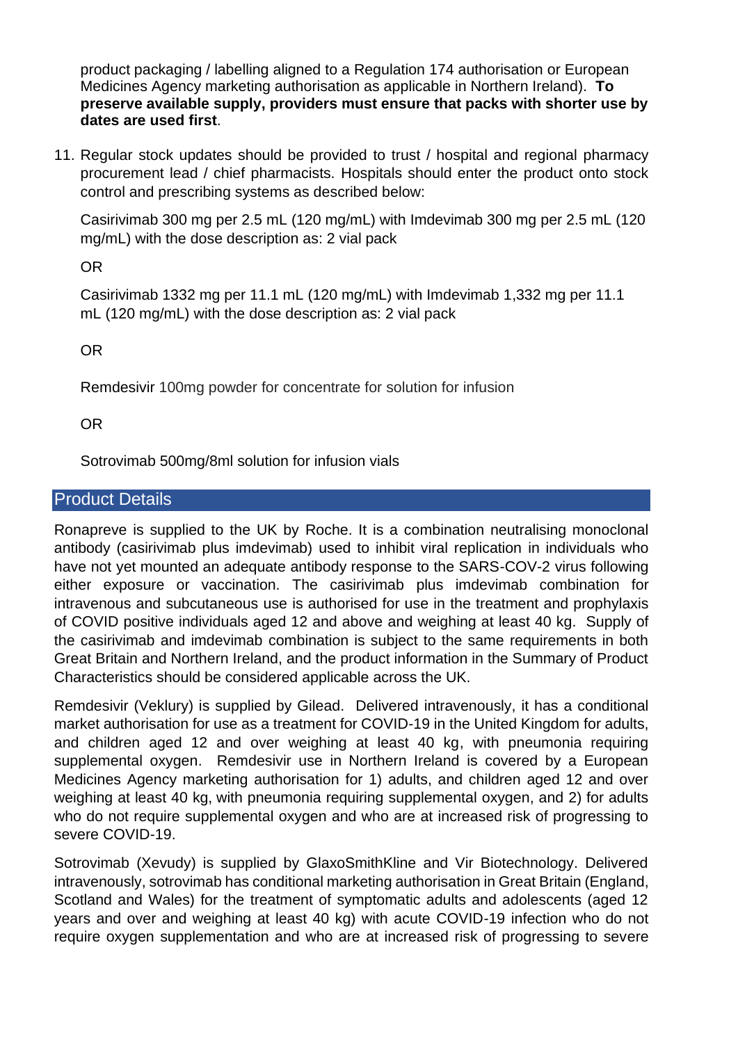product packaging / labelling aligned to a Regulation 174 authorisation or European Medicines Agency marketing authorisation as applicable in Northern Ireland). **To preserve available supply, providers must ensure that packs with shorter use by dates are used first**.

11. Regular stock updates should be provided to trust / hospital and regional pharmacy procurement lead / chief pharmacists. Hospitals should enter the product onto stock control and prescribing systems as described below:

    Casirivimab 300 mg per 2.5 mL (120 mg/mL) with Imdevimab 300 mg per 2.5 mL (120 mg/mL) with the dose description as: 2 vial pack

    OR

    Casirivimab 1332 mg per 11.1 mL (120 mg/mL) with Imdevimab 1,332 mg per 11.1 mL (120 mg/mL) with the dose description as: 2 vial pack

    OR

    Remdesivir 100mg powder for concentrate for solution for infusion

    OR

    Sotrovimab 500mg/8ml solution for infusion vials

## Product Details

Ronapreve is supplied to the UK by Roche. It is a combination neutralising monoclonal antibody (casirivimab plus imdevimab) used to inhibit viral replication in individuals who have not yet mounted an adequate antibody response to the SARS-COV-2 virus following either exposure or vaccination. The casirivimab plus imdevimab combination for intravenous and subcutaneous use is authorised for use in the treatment and prophylaxis of COVID positive individuals aged 12 and above and weighing at least 40 kg. Supply of the casirivimab and imdevimab combination is subject to the same requirements in both Great Britain and Northern Ireland, and the product information in the Summary of Product Characteristics should be considered applicable across the UK.

Remdesivir (Veklury) is supplied by Gilead. Delivered intravenously, it has a conditional market authorisation for use as a treatment for COVID-19 in the United Kingdom for adults, and children aged 12 and over weighing at least 40 kg, with pneumonia requiring supplemental oxygen. Remdesivir use in Northern Ireland is covered by a European Medicines Agency marketing authorisation for 1) adults, and children aged 12 and over weighing at least 40 kg, with pneumonia requiring supplemental oxygen, and 2) for adults who do not require supplemental oxygen and who are at increased risk of progressing to severe COVID-19.

Sotrovimab (Xevudy) is supplied by GlaxoSmithKline and Vir Biotechnology. Delivered intravenously, sotrovimab has conditional marketing authorisation in Great Britain (England, Scotland and Wales) for the treatment of symptomatic adults and adolescents (aged 12 years and over and weighing at least 40 kg) with acute COVID-19 infection who do not require oxygen supplementation and who are at increased risk of progressing to severe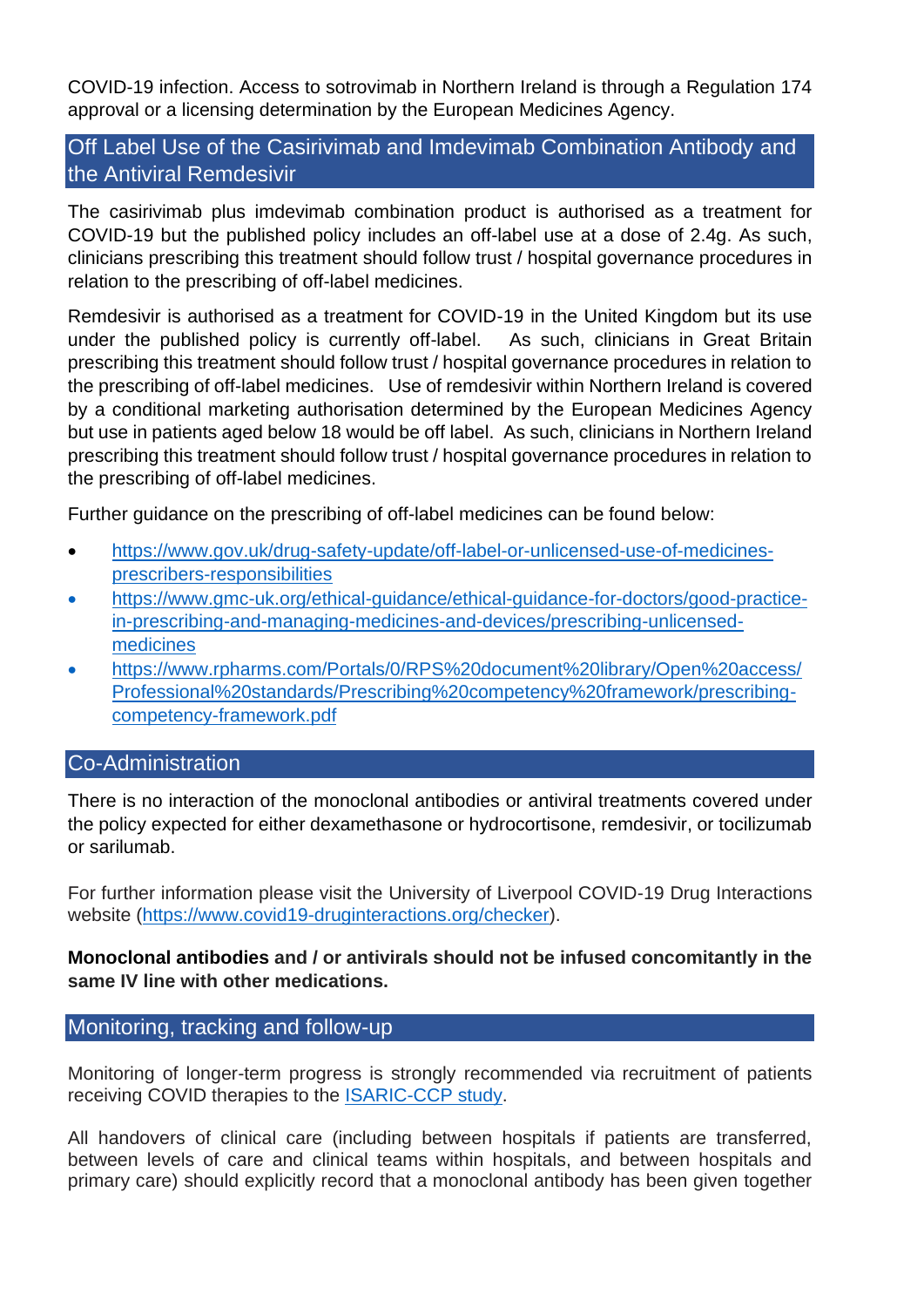COVID-19 infection. Access to sotrovimab in Northern Ireland is through a Regulation 174 approval or a licensing determination by the European Medicines Agency.

## Off Label Use of the Casirivimab and Imdevimab Combination Antibody and the Antiviral Remdesivir

The casirivimab plus imdevimab combination product is authorised as a treatment for COVID-19 but the published policy includes an off-label use at a dose of 2.4g. As such, clinicians prescribing this treatment should follow trust / hospital governance procedures in relation to the prescribing of off-label medicines.

Remdesivir is authorised as a treatment for COVID-19 in the United Kingdom but its use under the published policy is currently off-label. As such, clinicians in Great Britain prescribing this treatment should follow trust / hospital governance procedures in relation to the prescribing of off-label medicines. Use of remdesivir within Northern Ireland is covered by a conditional marketing authorisation determined by the European Medicines Agency but use in patients aged below 18 would be off label. As such, clinicians in Northern Ireland prescribing this treatment should follow trust / hospital governance procedures in relation to the prescribing of off-label medicines.

Further guidance on the prescribing of off-label medicines can be found below:

- https://www.gov.uk/drug-safety-update/off-label-or-unlicensed-use-of-medicines-prescribers-responsibilities
- https://www.gmc-uk.org/ethical-guidance/ethical-guidance-for-doctors/good-practice-in-prescribing-and-managing-medicines-and-devices/prescribing-unlicensed-medicines
- https://www.rpharms.com/Portals/0/RPS%20document%20library/Open%20access/Professional%20standards/Prescribing%20competency%20framework/prescribing-competency-framework.pdf

## Co-Administration

There is no interaction of the monoclonal antibodies or antiviral treatments covered under the policy expected for either dexamethasone or hydrocortisone, remdesivir, or tocilizumab or sarilumab.

For further information please visit the University of Liverpool COVID-19 Drug Interactions website (https://www.covid19-druginteractions.org/checker).

**Monoclonal antibodies and / or antivirals should not be infused concomitantly in the same IV line with other medications.**

## Monitoring, tracking and follow-up

Monitoring of longer-term progress is strongly recommended via recruitment of patients receiving COVID therapies to the ISARIC-CCP study.

All handovers of clinical care (including between hospitals if patients are transferred, between levels of care and clinical teams within hospitals, and between hospitals and primary care) should explicitly record that a monoclonal antibody has been given together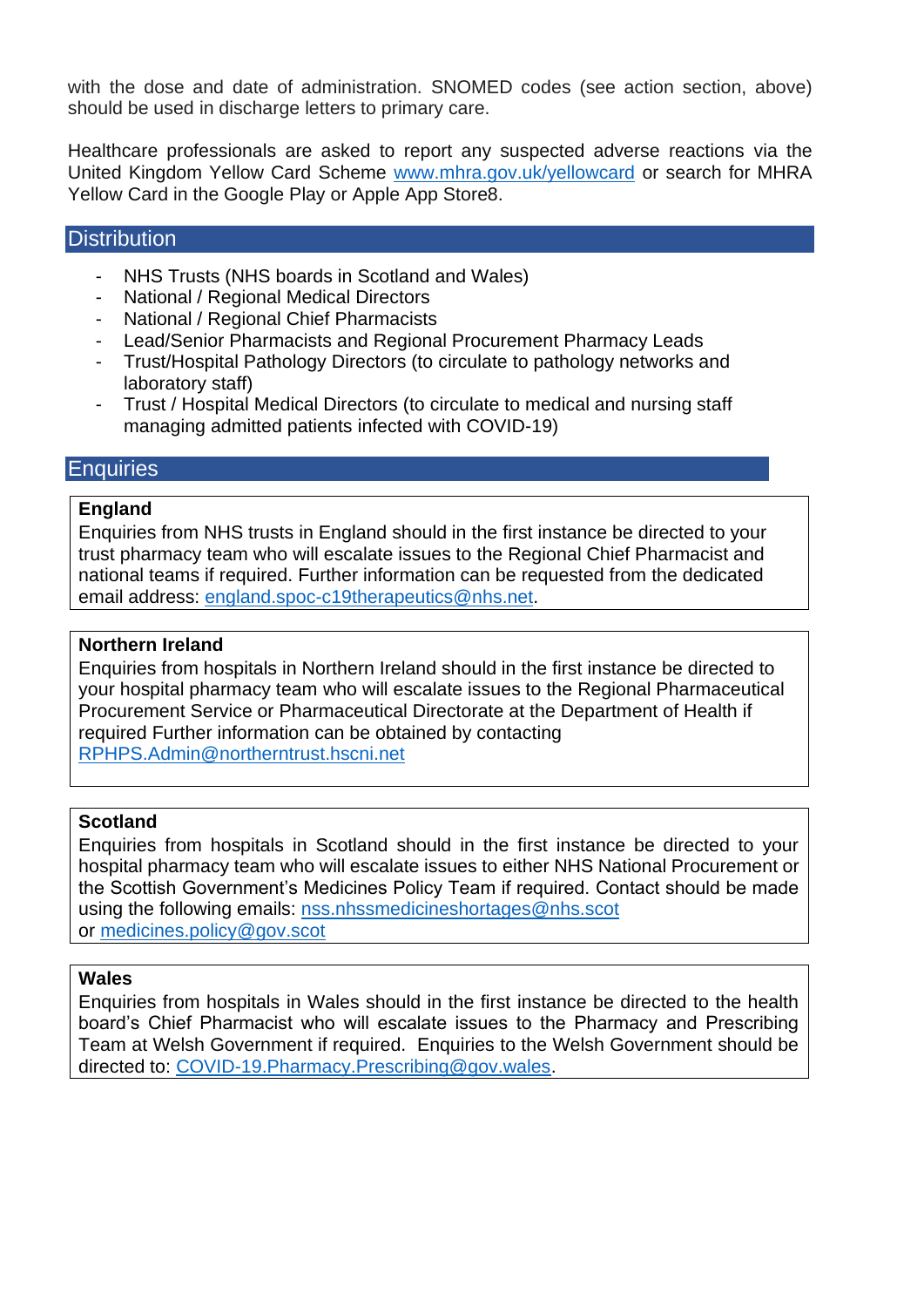with the dose and date of administration. SNOMED codes (see action section, above) should be used in discharge letters to primary care.

Healthcare professionals are asked to report any suspected adverse reactions via the United Kingdom Yellow Card Scheme www.mhra.gov.uk/yellowcard or search for MHRA Yellow Card in the Google Play or Apple App Store8.

## Distribution

- NHS Trusts (NHS boards in Scotland and Wales)
- National / Regional Medical Directors
- National / Regional Chief Pharmacists
- Lead/Senior Pharmacists and Regional Procurement Pharmacy Leads
- Trust/Hospital Pathology Directors (to circulate to pathology networks and laboratory staff)
- Trust / Hospital Medical Directors (to circulate to medical and nursing staff managing admitted patients infected with COVID-19)

## Enquiries

**England**

Enquiries from NHS trusts in England should in the first instance be directed to your trust pharmacy team who will escalate issues to the Regional Chief Pharmacist and national teams if required. Further information can be requested from the dedicated email address: england.spoc-c19therapeutics@nhs.net.

**Northern Ireland**

Enquiries from hospitals in Northern Ireland should in the first instance be directed to your hospital pharmacy team who will escalate issues to the Regional Pharmaceutical Procurement Service or Pharmaceutical Directorate at the Department of Health if required Further information can be obtained by contacting RPHPS.Admin@northerntrust.hscni.net

**Scotland**

Enquiries from hospitals in Scotland should in the first instance be directed to your hospital pharmacy team who will escalate issues to either NHS National Procurement or the Scottish Government's Medicines Policy Team if required. Contact should be made using the following emails: nss.nhssmedicineshortages@nhs.scot or medicines.policy@gov.scot

**Wales**

Enquiries from hospitals in Wales should in the first instance be directed to the health board's Chief Pharmacist who will escalate issues to the Pharmacy and Prescribing Team at Welsh Government if required. Enquiries to the Welsh Government should be directed to: COVID-19.Pharmacy.Prescribing@gov.wales.